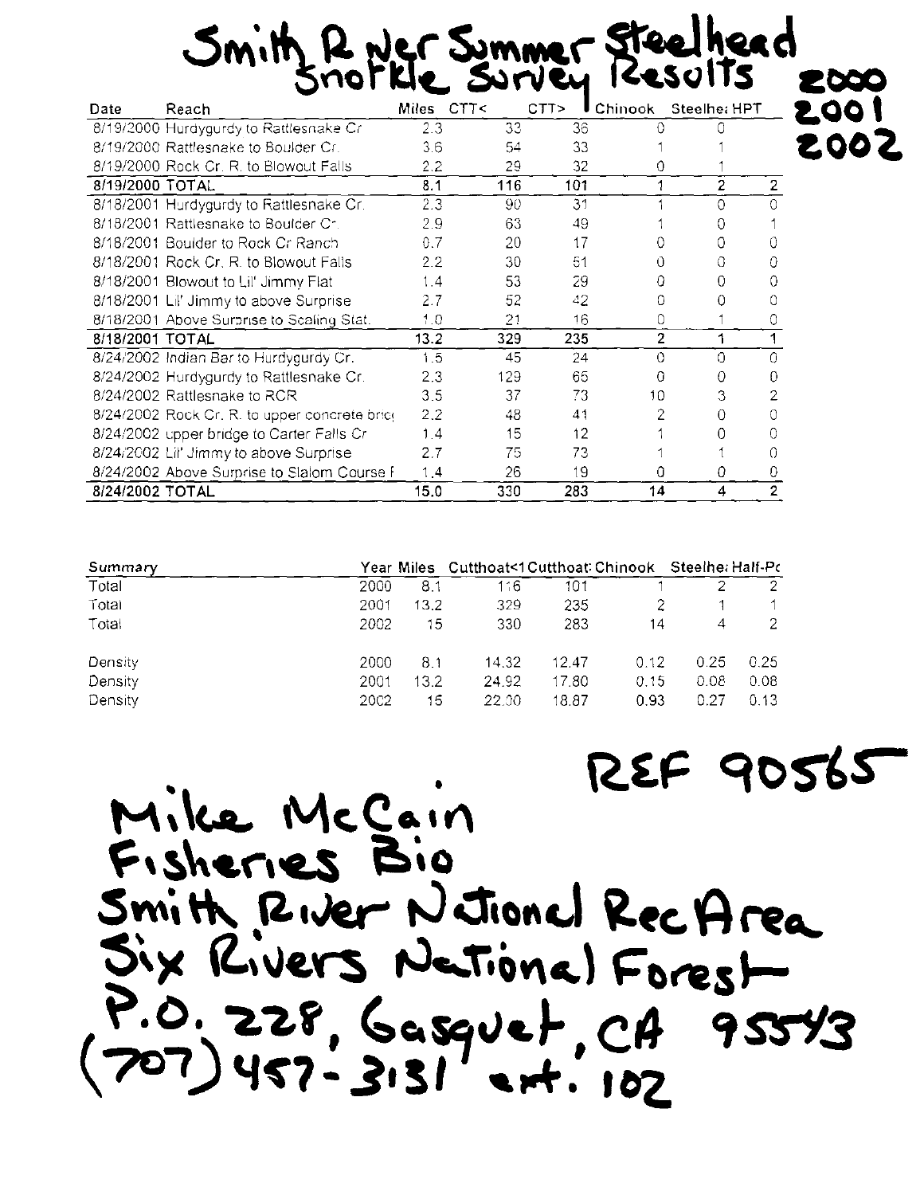# Smith River Summer Steelhead Snorkle Survey Results

2000
2001
2002

| Date | Reach | Miles | CTT< | CTT> | Chinook | Steelhe: HPT |
|---|---|---|---|---|---|---|---|
| 8/19/2000 | Hurdygurdy to Rattlesnake Cr | 2.3 | 33 | 36 | 0 | 0 | |
| 8/19/2000 | Rattlesnake to Boulder Cr. | 3.6 | 54 | 33 | 1 | 1 | |
| 8/19/2000 | Rock Cr. R. to Blowout Falls | 2.2 | 29 | 32 | 0 | 1 | |
| **8/19/2000 TOTAL** | | **8.1** | **116** | **101** | **1** | **2** | **2** |
| 8/18/2001 | Hurdygurdy to Rattlesnake Cr. | 2.3 | 90 | 31 | 1 | 0 | 0 |
| 8/18/2001 | Rattlesnake to Boulder Cr. | 2.9 | 63 | 49 | 1 | 0 | 1 |
| 8/18/2001 | Boulder to Rock Cr Ranch | 0.7 | 20 | 17 | 0 | 0 | 0 |
| 8/18/2001 | Rock Cr. R. to Blowout Falls | 2.2 | 30 | 51 | 0 | 0 | 0 |
| 8/18/2001 | Blowout to Lil' Jimmy Flat | 1.4 | 53 | 29 | 0 | 0 | 0 |
| 8/18/2001 | Lil' Jimmy to above Surprise | 2.7 | 52 | 42 | 0 | 0 | 0 |
| 8/18/2001 | Above Surprise to Scaling Stat. | 1.0 | 21 | 16 | 0 | 1 | 0 |
| **8/18/2001 TOTAL** | | **13.2** | **329** | **235** | **2** | **1** | **1** |
| 8/24/2002 | Indian Bar to Hurdygurdy Cr. | 1.5 | 45 | 24 | 0 | 0 | 0 |
| 8/24/2002 | Hurdygurdy to Rattlesnake Cr. | 2.3 | 129 | 65 | 0 | 0 | 0 |
| 8/24/2002 | Rattlesnake to RCR | 3.5 | 37 | 73 | 10 | 3 | 2 |
| 8/24/2002 | Rock Cr. R. to upper concrete bric | 2.2 | 48 | 41 | 2 | 0 | 0 |
| 8/24/2002 | upper bridge to Carter Falls Cr | 1.4 | 15 | 12 | 1 | 0 | 0 |
| 8/24/2002 | Lil' Jimmy to above Surprise | 2.7 | 75 | 73 | 1 | 1 | 0 |
| 8/24/2002 | Above Surprise to Slalom Course F | 1.4 | 26 | 19 | 0 | 0 | 0 |
| **8/24/2002 TOTAL** | | **15.0** | **330** | **283** | **14** | **4** | **2** |

| Summary | Year | Miles | Cutthoat<1 | Cutthoat | Chinook | Steelhe: | Half-Pc |
|---|---|---|---|---|---|---|---|
| Total | 2000 | 8.1 | 116 | 101 | 1 | 2 | 2 |
| Total | 2001 | 13.2 | 329 | 235 | 2 | 1 | 1 |
| Total | 2002 | 15 | 330 | 283 | 14 | 4 | 2 |
| Density | 2000 | 8.1 | 14.32 | 12.47 | 0.12 | 0.25 | 0.25 |
| Density | 2001 | 13.2 | 24.92 | 17.80 | 0.15 | 0.08 | 0.08 |
| Density | 2002 | 15 | 22.00 | 18.87 | 0.93 | 0.27 | 0.13 |

REF 90565

Mike McCain
Fisheries Bio
Smith River National Rec Area
Six Rivers National Forest
P.O. 228, Gasquet, CA 95543
(707) 457-3131 ext. 102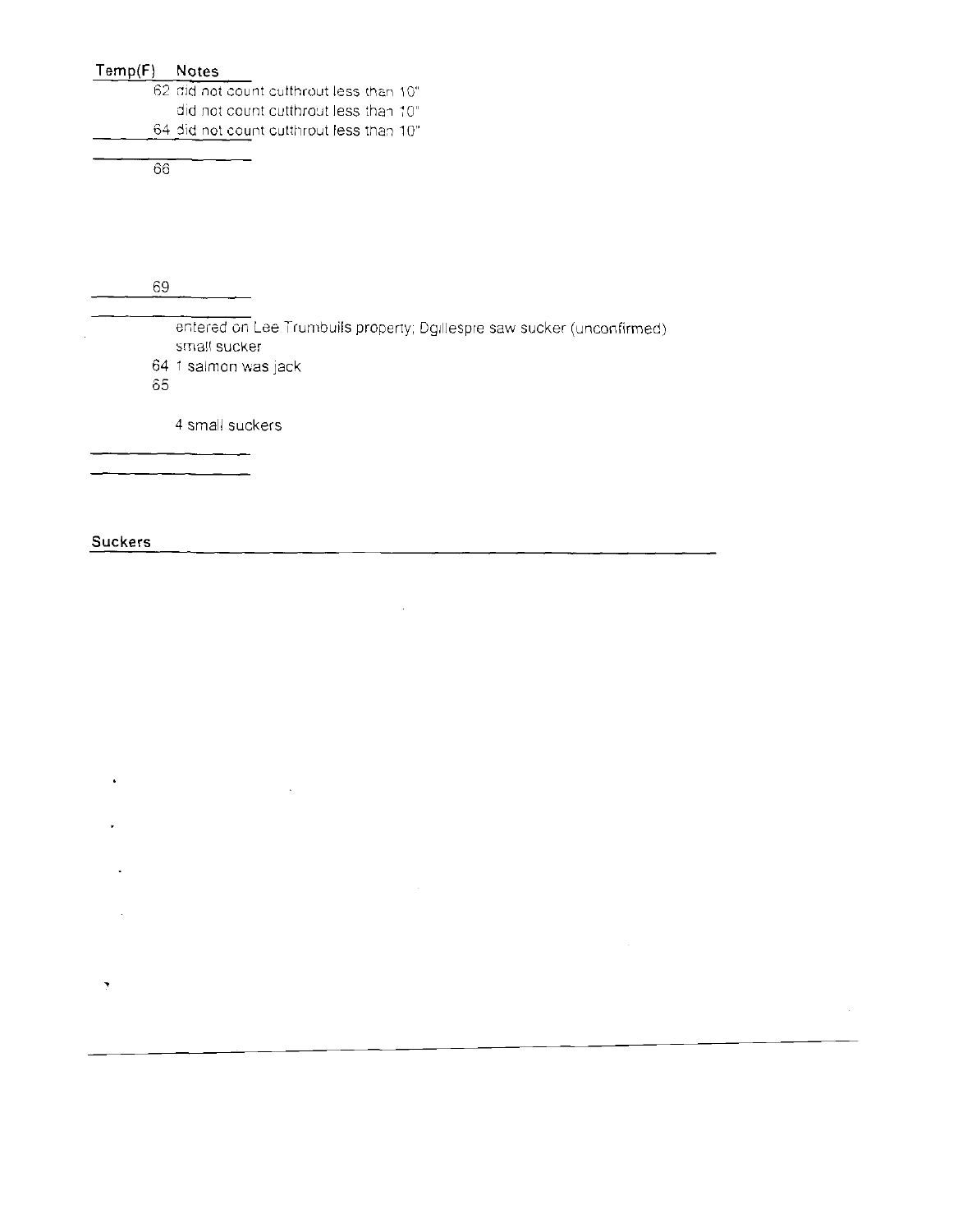| Temp(F) | Notes |
| --- | --- |
| 62 | did not count cutthrout less than 10" |
| | did not count cutthrout less than 10" |
| 64 | did not count cutthrout less than 10" |
| 66 | |
| 69 | |
| | entered on Lee Trumbulls property; Dgillespre saw sucker (unconfirmed) |
| | small sucker |
| 64 | 1 salmon was jack |
| 65 | |
| | 4 small suckers |

**Suckers**